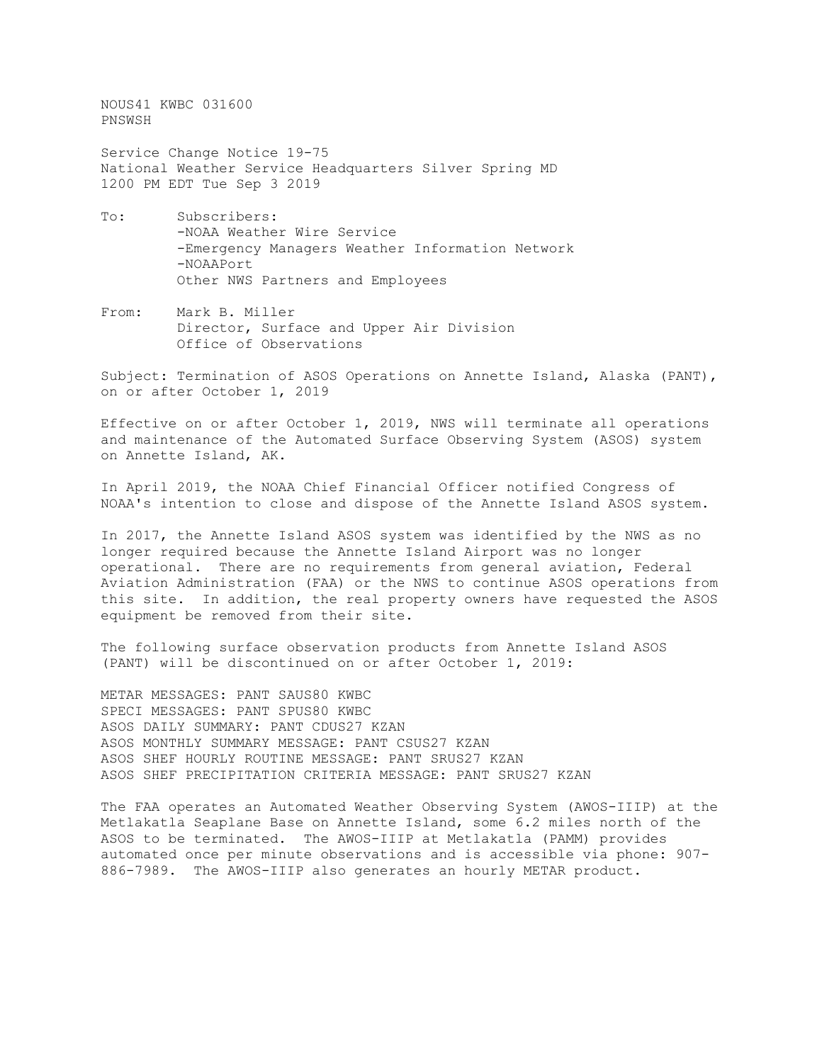NOUS41 KWBC 031600
PNSWSH

Service Change Notice 19-75
National Weather Service Headquarters Silver Spring MD
1200 PM EDT Tue Sep 3 2019

To: Subscribers:
-NOAA Weather Wire Service
-Emergency Managers Weather Information Network
-NOAAPort
Other NWS Partners and Employees

From: Mark B. Miller
Director, Surface and Upper Air Division
Office of Observations

Subject: Termination of ASOS Operations on Annette Island, Alaska (PANT), on or after October 1, 2019

Effective on or after October 1, 2019, NWS will terminate all operations and maintenance of the Automated Surface Observing System (ASOS) system on Annette Island, AK.

In April 2019, the NOAA Chief Financial Officer notified Congress of NOAA's intention to close and dispose of the Annette Island ASOS system.

In 2017, the Annette Island ASOS system was identified by the NWS as no longer required because the Annette Island Airport was no longer operational. There are no requirements from general aviation, Federal Aviation Administration (FAA) or the NWS to continue ASOS operations from this site. In addition, the real property owners have requested the ASOS equipment be removed from their site.

The following surface observation products from Annette Island ASOS (PANT) will be discontinued on or after October 1, 2019:

METAR MESSAGES: PANT SAUS80 KWBC
SPECI MESSAGES: PANT SPUS80 KWBC
ASOS DAILY SUMMARY: PANT CDUS27 KZAN
ASOS MONTHLY SUMMARY MESSAGE: PANT CSUS27 KZAN
ASOS SHEF HOURLY ROUTINE MESSAGE: PANT SRUS27 KZAN
ASOS SHEF PRECIPITATION CRITERIA MESSAGE: PANT SRUS27 KZAN

The FAA operates an Automated Weather Observing System (AWOS-IIIP) at the Metlakatla Seaplane Base on Annette Island, some 6.2 miles north of the ASOS to be terminated. The AWOS-IIIP at Metlakatla (PAMM) provides automated once per minute observations and is accessible via phone: 907-886-7989. The AWOS-IIIP also generates an hourly METAR product.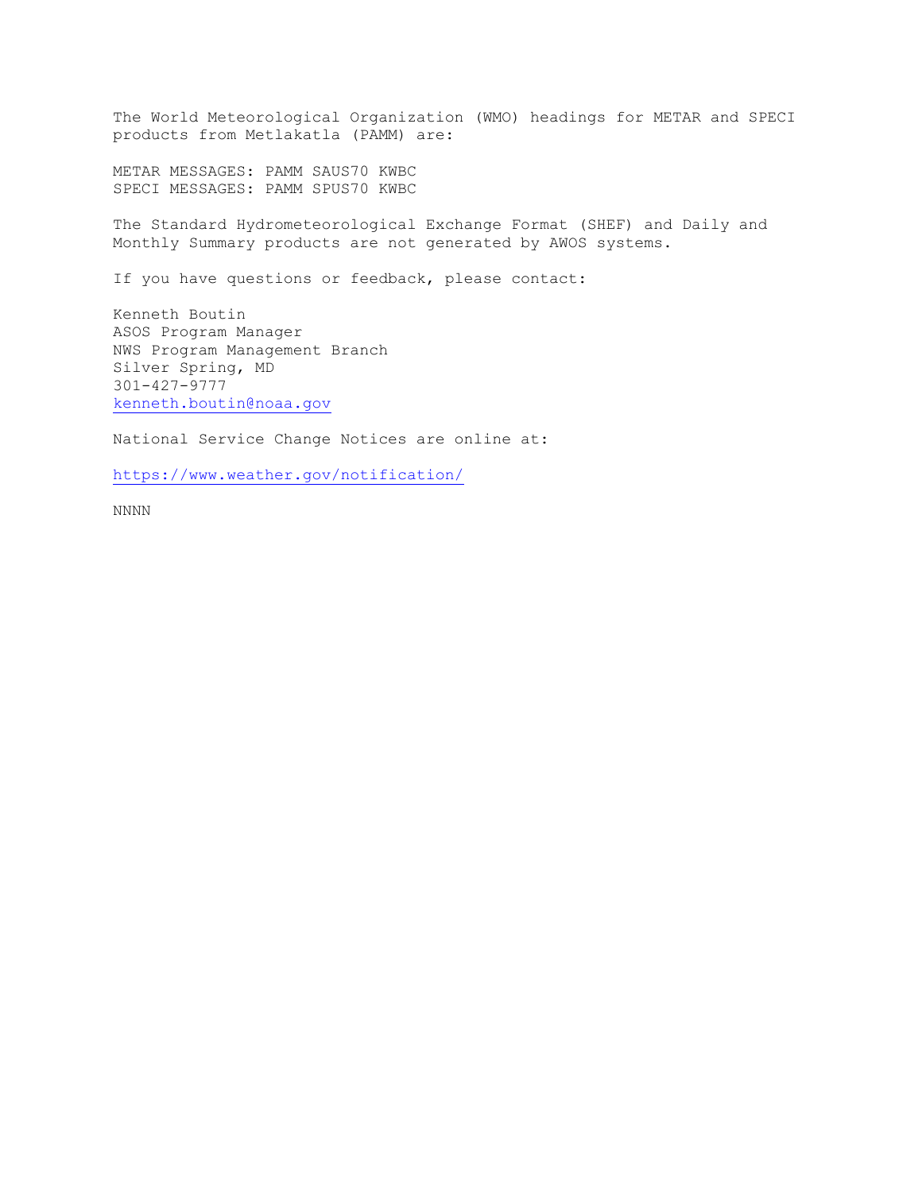The World Meteorological Organization (WMO) headings for METAR and SPECI products from Metlakatla (PAMM) are:

METAR MESSAGES: PAMM SAUS70 KWBC
SPECI MESSAGES: PAMM SPUS70 KWBC

The Standard Hydrometeorological Exchange Format (SHEF) and Daily and Monthly Summary products are not generated by AWOS systems.

If you have questions or feedback, please contact:

Kenneth Boutin
ASOS Program Manager
NWS Program Management Branch
Silver Spring, MD
301-427-9777
kenneth.boutin@noaa.gov

National Service Change Notices are online at:

https://www.weather.gov/notification/

NNNN